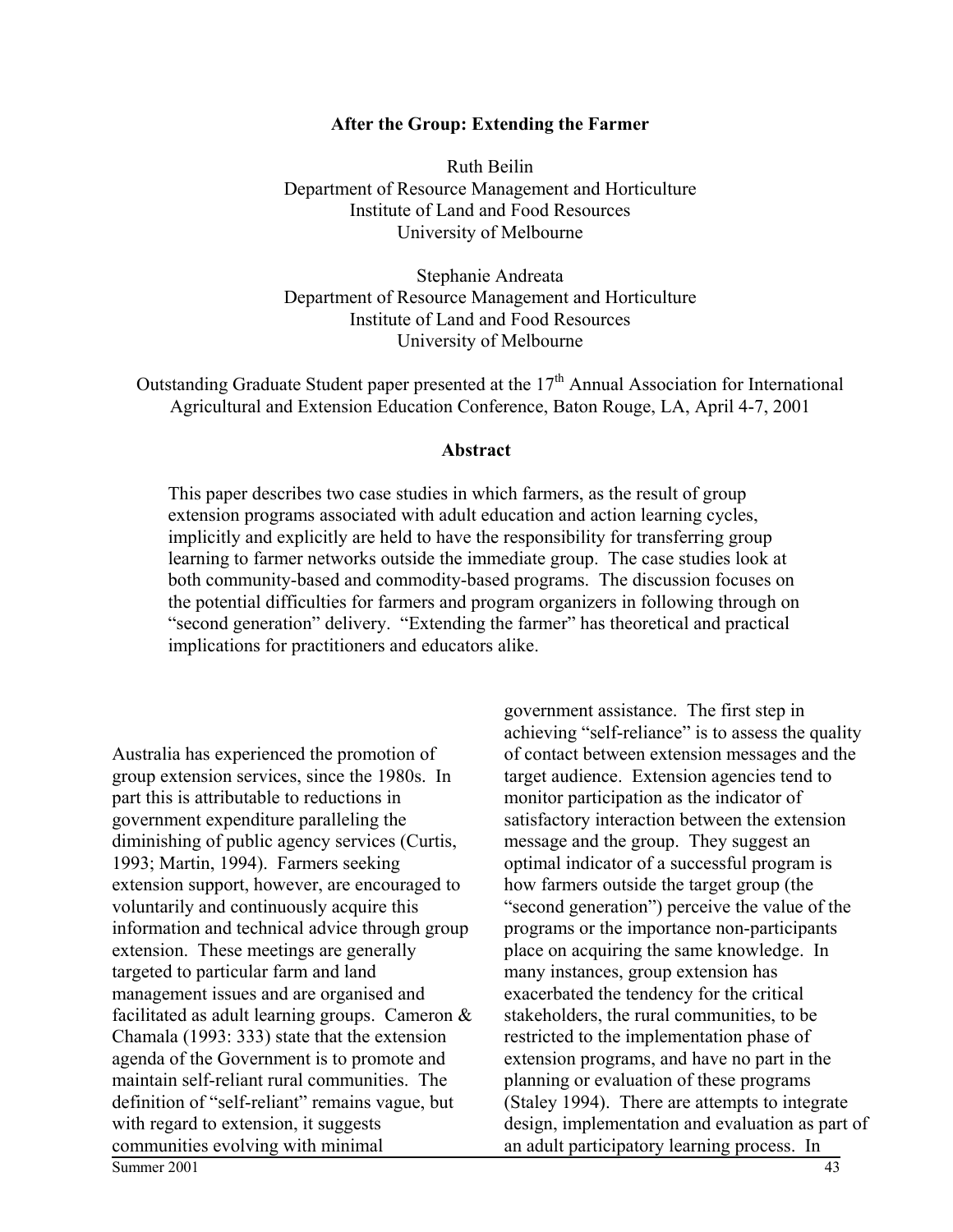# After the Group: Extending the Farmer

Ruth Beilin
Department of Resource Management and Horticulture
Institute of Land and Food Resources
University of Melbourne

Stephanie Andreata
Department of Resource Management and Horticulture
Institute of Land and Food Resources
University of Melbourne

Outstanding Graduate Student paper presented at the 17th Annual Association for International Agricultural and Extension Education Conference, Baton Rouge, LA, April 4-7, 2001

## Abstract

This paper describes two case studies in which farmers, as the result of group extension programs associated with adult education and action learning cycles, implicitly and explicitly are held to have the responsibility for transferring group learning to farmer networks outside the immediate group. The case studies look at both community-based and commodity-based programs. The discussion focuses on the potential difficulties for farmers and program organizers in following through on "second generation" delivery. "Extending the farmer" has theoretical and practical implications for practitioners and educators alike.

Australia has experienced the promotion of group extension services, since the 1980s. In part this is attributable to reductions in government expenditure paralleling the diminishing of public agency services (Curtis, 1993; Martin, 1994). Farmers seeking extension support, however, are encouraged to voluntarily and continuously acquire this information and technical advice through group extension. These meetings are generally targeted to particular farm and land management issues and are organised and facilitated as adult learning groups. Cameron & Chamala (1993: 333) state that the extension agenda of the Government is to promote and maintain self-reliant rural communities. The definition of "self-reliant" remains vague, but with regard to extension, it suggests communities evolving with minimal government assistance. The first step in achieving "self-reliance" is to assess the quality of contact between extension messages and the target audience. Extension agencies tend to monitor participation as the indicator of satisfactory interaction between the extension message and the group. They suggest an optimal indicator of a successful program is how farmers outside the target group (the "second generation") perceive the value of the programs or the importance non-participants place on acquiring the same knowledge. In many instances, group extension has exacerbated the tendency for the critical stakeholders, the rural communities, to be restricted to the implementation phase of extension programs, and have no part in the planning or evaluation of these programs (Staley 1994). There are attempts to integrate design, implementation and evaluation as part of an adult participatory learning process. In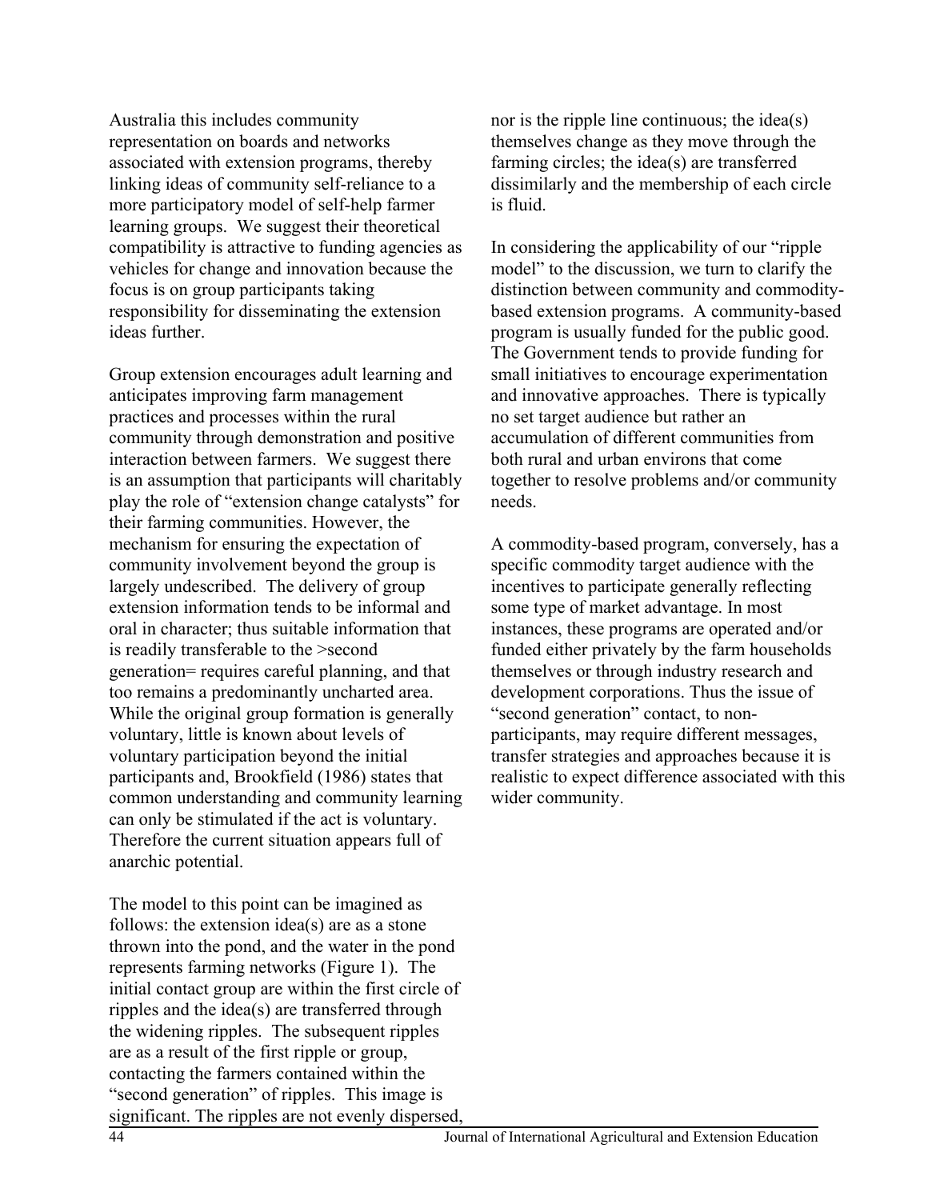Australia this includes community representation on boards and networks associated with extension programs, thereby linking ideas of community self-reliance to a more participatory model of self-help farmer learning groups. We suggest their theoretical compatibility is attractive to funding agencies as vehicles for change and innovation because the focus is on group participants taking responsibility for disseminating the extension ideas further.

Group extension encourages adult learning and anticipates improving farm management practices and processes within the rural community through demonstration and positive interaction between farmers. We suggest there is an assumption that participants will charitably play the role of "extension change catalysts" for their farming communities. However, the mechanism for ensuring the expectation of community involvement beyond the group is largely undescribed. The delivery of group extension information tends to be informal and oral in character; thus suitable information that is readily transferable to the >second generation= requires careful planning, and that too remains a predominantly uncharted area. While the original group formation is generally voluntary, little is known about levels of voluntary participation beyond the initial participants and, Brookfield (1986) states that common understanding and community learning can only be stimulated if the act is voluntary. Therefore the current situation appears full of anarchic potential.

The model to this point can be imagined as follows: the extension idea(s) are as a stone thrown into the pond, and the water in the pond represents farming networks (Figure 1). The initial contact group are within the first circle of ripples and the idea(s) are transferred through the widening ripples. The subsequent ripples are as a result of the first ripple or group, contacting the farmers contained within the "second generation" of ripples. This image is significant. The ripples are not evenly dispersed, nor is the ripple line continuous; the idea(s) themselves change as they move through the farming circles; the idea(s) are transferred dissimilarly and the membership of each circle is fluid.

In considering the applicability of our "ripple model" to the discussion, we turn to clarify the distinction between community and commodity-based extension programs. A community-based program is usually funded for the public good. The Government tends to provide funding for small initiatives to encourage experimentation and innovative approaches. There is typically no set target audience but rather an accumulation of different communities from both rural and urban environs that come together to resolve problems and/or community needs.

A commodity-based program, conversely, has a specific commodity target audience with the incentives to participate generally reflecting some type of market advantage. In most instances, these programs are operated and/or funded either privately by the farm households themselves or through industry research and development corporations. Thus the issue of "second generation" contact, to non-participants, may require different messages, transfer strategies and approaches because it is realistic to expect difference associated with this wider community.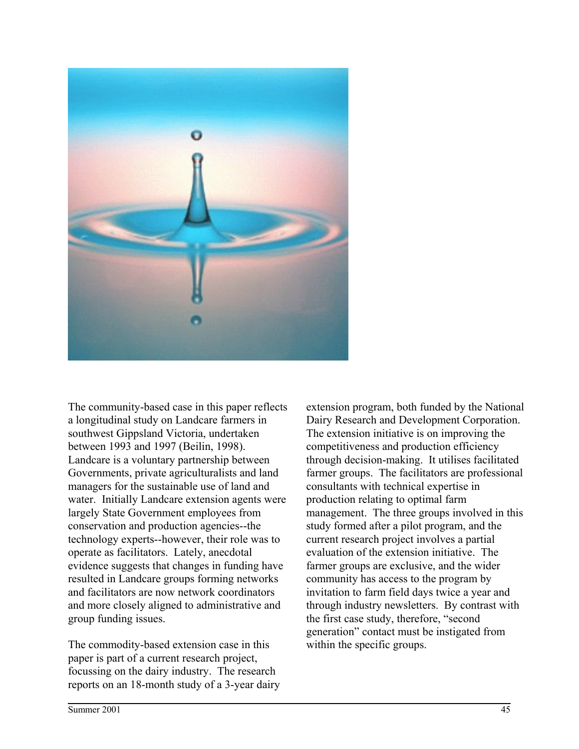The community-based case in this paper reflects a longitudinal study on Landcare farmers in southwest Gippsland Victoria, undertaken between 1993 and 1997 (Beilin, 1998). Landcare is a voluntary partnership between Governments, private agriculturalists and land managers for the sustainable use of land and water. Initially Landcare extension agents were largely State Government employees from conservation and production agencies--the technology experts--however, their role was to operate as facilitators. Lately, anecdotal evidence suggests that changes in funding have resulted in Landcare groups forming networks and facilitators are now network coordinators and more closely aligned to administrative and group funding issues.

The commodity-based extension case in this paper is part of a current research project, focussing on the dairy industry. The research reports on an 18-month study of a 3-year dairy extension program, both funded by the National Dairy Research and Development Corporation. The extension initiative is on improving the competitiveness and production efficiency through decision-making. It utilises facilitated farmer groups. The facilitators are professional consultants with technical expertise in production relating to optimal farm management. The three groups involved in this study formed after a pilot program, and the current research project involves a partial evaluation of the extension initiative. The farmer groups are exclusive, and the wider community has access to the program by invitation to farm field days twice a year and through industry newsletters. By contrast with the first case study, therefore, "second generation" contact must be instigated from within the specific groups.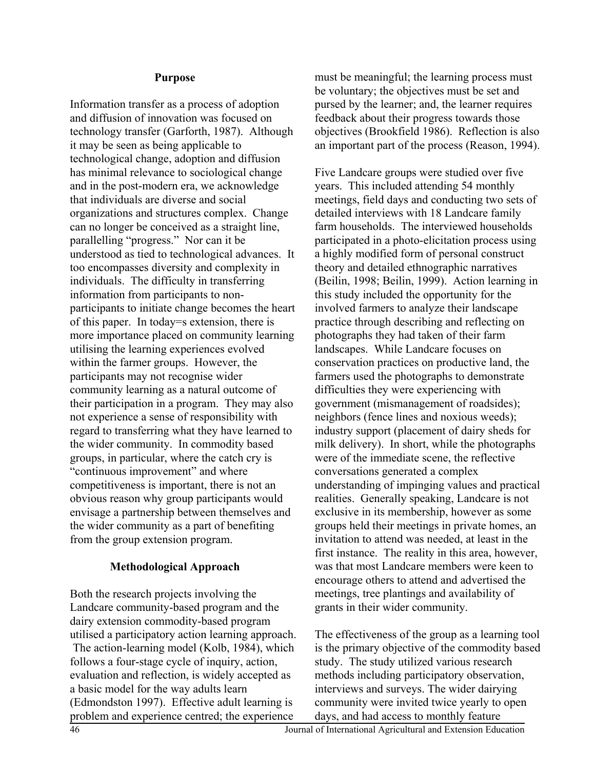## Purpose

Information transfer as a process of adoption and diffusion of innovation was focused on technology transfer (Garforth, 1987). Although it may be seen as being applicable to technological change, adoption and diffusion has minimal relevance to sociological change and in the post-modern era, we acknowledge that individuals are diverse and social organizations and structures complex. Change can no longer be conceived as a straight line, parallelling "progress." Nor can it be understood as tied to technological advances. It too encompasses diversity and complexity in individuals. The difficulty in transferring information from participants to non-participants to initiate change becomes the heart of this paper. In today=s extension, there is more importance placed on community learning utilising the learning experiences evolved within the farmer groups. However, the participants may not recognise wider community learning as a natural outcome of their participation in a program. They may also not experience a sense of responsibility with regard to transferring what they have learned to the wider community. In commodity based groups, in particular, where the catch cry is "continuous improvement" and where competitiveness is important, there is not an obvious reason why group participants would envisage a partnership between themselves and the wider community as a part of benefiting from the group extension program.

## Methodological Approach

Both the research projects involving the Landcare community-based program and the dairy extension commodity-based program utilised a participatory action learning approach. The action-learning model (Kolb, 1984), which follows a four-stage cycle of inquiry, action, evaluation and reflection, is widely accepted as a basic model for the way adults learn (Edmondston 1997). Effective adult learning is problem and experience centred; the experience must be meaningful; the learning process must be voluntary; the objectives must be set and pursed by the learner; and, the learner requires feedback about their progress towards those objectives (Brookfield 1986). Reflection is also an important part of the process (Reason, 1994).

Five Landcare groups were studied over five years. This included attending 54 monthly meetings, field days and conducting two sets of detailed interviews with 18 Landcare family farm households. The interviewed households participated in a photo-elicitation process using a highly modified form of personal construct theory and detailed ethnographic narratives (Beilin, 1998; Beilin, 1999). Action learning in this study included the opportunity for the involved farmers to analyze their landscape practice through describing and reflecting on photographs they had taken of their farm landscapes. While Landcare focuses on conservation practices on productive land, the farmers used the photographs to demonstrate difficulties they were experiencing with government (mismanagement of roadsides); neighbors (fence lines and noxious weeds); industry support (placement of dairy sheds for milk delivery). In short, while the photographs were of the immediate scene, the reflective conversations generated a complex understanding of impinging values and practical realities. Generally speaking, Landcare is not exclusive in its membership, however as some groups held their meetings in private homes, an invitation to attend was needed, at least in the first instance. The reality in this area, however, was that most Landcare members were keen to encourage others to attend and advertised the meetings, tree plantings and availability of grants in their wider community.

The effectiveness of the group as a learning tool is the primary objective of the commodity based study. The study utilized various research methods including participatory observation, interviews and surveys. The wider dairying community were invited twice yearly to open days, and had access to monthly feature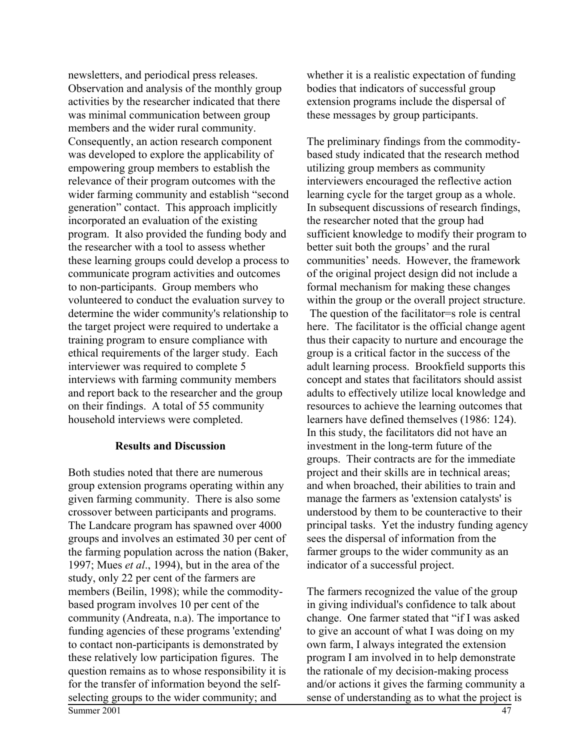newsletters, and periodical press releases. Observation and analysis of the monthly group activities by the researcher indicated that there was minimal communication between group members and the wider rural community. Consequently, an action research component was developed to explore the applicability of empowering group members to establish the relevance of their program outcomes with the wider farming community and establish "second generation" contact. This approach implicitly incorporated an evaluation of the existing program. It also provided the funding body and the researcher with a tool to assess whether these learning groups could develop a process to communicate program activities and outcomes to non-participants. Group members who volunteered to conduct the evaluation survey to determine the wider community's relationship to the target project were required to undertake a training program to ensure compliance with ethical requirements of the larger study. Each interviewer was required to complete 5 interviews with farming community members and report back to the researcher and the group on their findings. A total of 55 community household interviews were completed.

## Results and Discussion

Both studies noted that there are numerous group extension programs operating within any given farming community. There is also some crossover between participants and programs. The Landcare program has spawned over 4000 groups and involves an estimated 30 per cent of the farming population across the nation (Baker, 1997; Mues *et al*., 1994), but in the area of the study, only 22 per cent of the farmers are members (Beilin, 1998); while the commodity-based program involves 10 per cent of the community (Andreata, n.a). The importance to funding agencies of these programs 'extending' to contact non-participants is demonstrated by these relatively low participation figures. The question remains as to whose responsibility it is for the transfer of information beyond the self-selecting groups to the wider community; and whether it is a realistic expectation of funding bodies that indicators of successful group extension programs include the dispersal of these messages by group participants.

The preliminary findings from the commodity-based study indicated that the research method utilizing group members as community interviewers encouraged the reflective action learning cycle for the target group as a whole. In subsequent discussions of research findings, the researcher noted that the group had sufficient knowledge to modify their program to better suit both the groups' and the rural communities' needs. However, the framework of the original project design did not include a formal mechanism for making these changes within the group or the overall project structure. The question of the facilitator=s role is central here. The facilitator is the official change agent thus their capacity to nurture and encourage the group is a critical factor in the success of the adult learning process. Brookfield supports this concept and states that facilitators should assist adults to effectively utilize local knowledge and resources to achieve the learning outcomes that learners have defined themselves (1986: 124). In this study, the facilitators did not have an investment in the long-term future of the groups. Their contracts are for the immediate project and their skills are in technical areas; and when broached, their abilities to train and manage the farmers as 'extension catalysts' is understood by them to be counteractive to their principal tasks. Yet the industry funding agency sees the dispersal of information from the farmer groups to the wider community as an indicator of a successful project.

The farmers recognized the value of the group in giving individual's confidence to talk about change. One farmer stated that "if I was asked to give an account of what I was doing on my own farm, I always integrated the extension program I am involved in to help demonstrate the rationale of my decision-making process and/or actions it gives the farming community a sense of understanding as to what the project is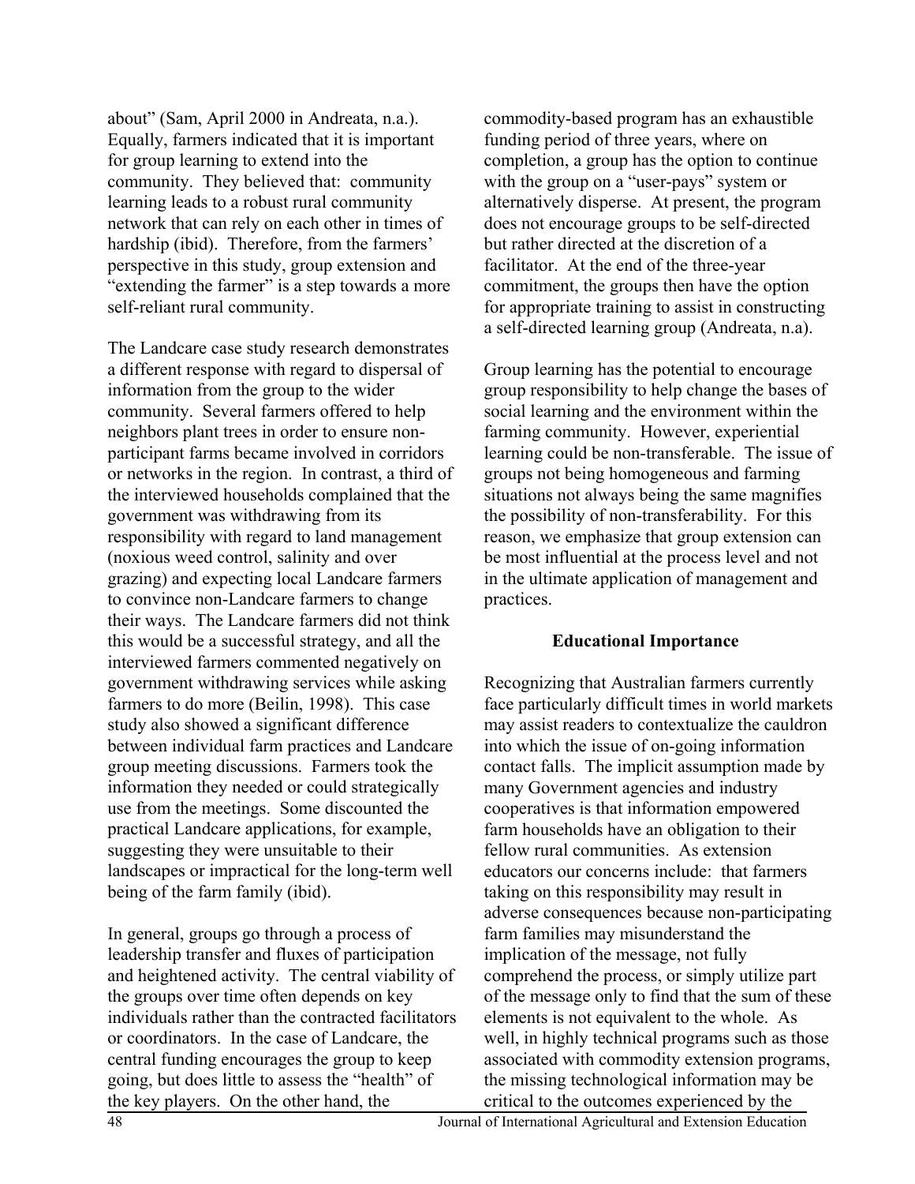about" (Sam, April 2000 in Andreata, n.a.). Equally, farmers indicated that it is important for group learning to extend into the community. They believed that: community learning leads to a robust rural community network that can rely on each other in times of hardship (ibid). Therefore, from the farmers' perspective in this study, group extension and "extending the farmer" is a step towards a more self-reliant rural community.

The Landcare case study research demonstrates a different response with regard to dispersal of information from the group to the wider community. Several farmers offered to help neighbors plant trees in order to ensure non-participant farms became involved in corridors or networks in the region. In contrast, a third of the interviewed households complained that the government was withdrawing from its responsibility with regard to land management (noxious weed control, salinity and over grazing) and expecting local Landcare farmers to convince non-Landcare farmers to change their ways. The Landcare farmers did not think this would be a successful strategy, and all the interviewed farmers commented negatively on government withdrawing services while asking farmers to do more (Beilin, 1998). This case study also showed a significant difference between individual farm practices and Landcare group meeting discussions. Farmers took the information they needed or could strategically use from the meetings. Some discounted the practical Landcare applications, for example, suggesting they were unsuitable to their landscapes or impractical for the long-term well being of the farm family (ibid).

In general, groups go through a process of leadership transfer and fluxes of participation and heightened activity. The central viability of the groups over time often depends on key individuals rather than the contracted facilitators or coordinators. In the case of Landcare, the central funding encourages the group to keep going, but does little to assess the "health" of the key players. On the other hand, the commodity-based program has an exhaustible funding period of three years, where on completion, a group has the option to continue with the group on a "user-pays" system or alternatively disperse. At present, the program does not encourage groups to be self-directed but rather directed at the discretion of a facilitator. At the end of the three-year commitment, the groups then have the option for appropriate training to assist in constructing a self-directed learning group (Andreata, n.a).

Group learning has the potential to encourage group responsibility to help change the bases of social learning and the environment within the farming community. However, experiential learning could be non-transferable. The issue of groups not being homogeneous and farming situations not always being the same magnifies the possibility of non-transferability. For this reason, we emphasize that group extension can be most influential at the process level and not in the ultimate application of management and practices.

## Educational Importance

Recognizing that Australian farmers currently face particularly difficult times in world markets may assist readers to contextualize the cauldron into which the issue of on-going information contact falls. The implicit assumption made by many Government agencies and industry cooperatives is that information empowered farm households have an obligation to their fellow rural communities. As extension educators our concerns include: that farmers taking on this responsibility may result in adverse consequences because non-participating farm families may misunderstand the implication of the message, not fully comprehend the process, or simply utilize part of the message only to find that the sum of these elements is not equivalent to the whole. As well, in highly technical programs such as those associated with commodity extension programs, the missing technological information may be critical to the outcomes experienced by the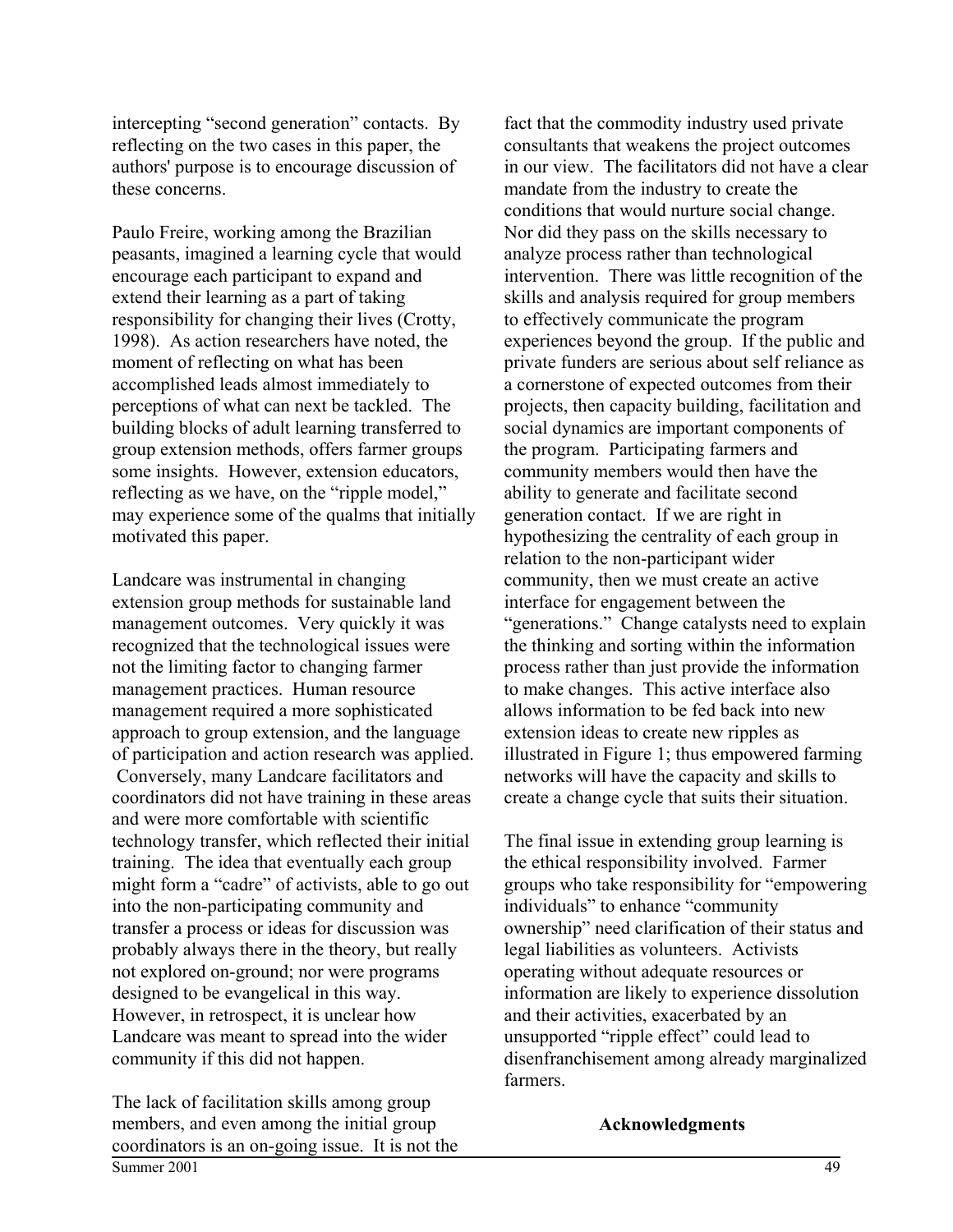intercepting “second generation” contacts. By reflecting on the two cases in this paper, the authors' purpose is to encourage discussion of these concerns.

Paulo Freire, working among the Brazilian peasants, imagined a learning cycle that would encourage each participant to expand and extend their learning as a part of taking responsibility for changing their lives (Crotty, 1998). As action researchers have noted, the moment of reflecting on what has been accomplished leads almost immediately to perceptions of what can next be tackled. The building blocks of adult learning transferred to group extension methods, offers farmer groups some insights. However, extension educators, reflecting as we have, on the “ripple model,” may experience some of the qualms that initially motivated this paper.

Landcare was instrumental in changing extension group methods for sustainable land management outcomes. Very quickly it was recognized that the technological issues were not the limiting factor to changing farmer management practices. Human resource management required a more sophisticated approach to group extension, and the language of participation and action research was applied. Conversely, many Landcare facilitators and coordinators did not have training in these areas and were more comfortable with scientific technology transfer, which reflected their initial training. The idea that eventually each group might form a “cadre” of activists, able to go out into the non-participating community and transfer a process or ideas for discussion was probably always there in the theory, but really not explored on-ground; nor were programs designed to be evangelical in this way. However, in retrospect, it is unclear how Landcare was meant to spread into the wider community if this did not happen.

The lack of facilitation skills among group members, and even among the initial group coordinators is an on-going issue. It is not the fact that the commodity industry used private consultants that weakens the project outcomes in our view. The facilitators did not have a clear mandate from the industry to create the conditions that would nurture social change. Nor did they pass on the skills necessary to analyze process rather than technological intervention. There was little recognition of the skills and analysis required for group members to effectively communicate the program experiences beyond the group. If the public and private funders are serious about self reliance as a cornerstone of expected outcomes from their projects, then capacity building, facilitation and social dynamics are important components of the program. Participating farmers and community members would then have the ability to generate and facilitate second generation contact. If we are right in hypothesizing the centrality of each group in relation to the non-participant wider community, then we must create an active interface for engagement between the “generations.” Change catalysts need to explain the thinking and sorting within the information process rather than just provide the information to make changes. This active interface also allows information to be fed back into new extension ideas to create new ripples as illustrated in Figure 1; thus empowered farming networks will have the capacity and skills to create a change cycle that suits their situation.

The final issue in extending group learning is the ethical responsibility involved. Farmer groups who take responsibility for “empowering individuals” to enhance “community ownership” need clarification of their status and legal liabilities as volunteers. Activists operating without adequate resources or information are likely to experience dissolution and their activities, exacerbated by an unsupported “ripple effect” could lead to disenfranchisement among already marginalized farmers.

## Acknowledgments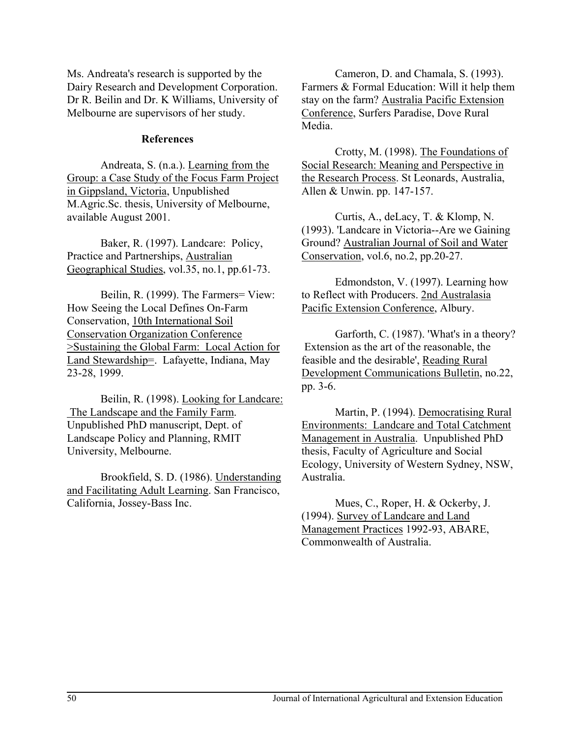Ms. Andreata's research is supported by the Dairy Research and Development Corporation. Dr R. Beilin and Dr. K Williams, University of Melbourne are supervisors of her study.

## References

Andreata, S. (n.a.). Learning from the Group: a Case Study of the Focus Farm Project in Gippsland, Victoria, Unpublished M.Agric.Sc. thesis, University of Melbourne, available August 2001.

Baker, R. (1997). Landcare: Policy, Practice and Partnerships, Australian Geographical Studies, vol.35, no.1, pp.61-73.

Beilin, R. (1999). The Farmers= View: How Seeing the Local Defines On-Farm Conservation, 10th International Soil Conservation Organization Conference >Sustaining the Global Farm: Local Action for Land Stewardship=. Lafayette, Indiana, May 23-28, 1999.

Beilin, R. (1998). Looking for Landcare: The Landscape and the Family Farm. Unpublished PhD manuscript, Dept. of Landscape Policy and Planning, RMIT University, Melbourne.

Brookfield, S. D. (1986). Understanding and Facilitating Adult Learning. San Francisco, California, Jossey-Bass Inc.

Cameron, D. and Chamala, S. (1993). Farmers & Formal Education: Will it help them stay on the farm? Australia Pacific Extension Conference, Surfers Paradise, Dove Rural Media.

Crotty, M. (1998). The Foundations of Social Research: Meaning and Perspective in the Research Process. St Leonards, Australia, Allen & Unwin. pp. 147-157.

Curtis, A., deLacy, T. & Klomp, N. (1993). 'Landcare in Victoria--Are we Gaining Ground? Australian Journal of Soil and Water Conservation, vol.6, no.2, pp.20-27.

Edmondston, V. (1997). Learning how to Reflect with Producers. 2nd Australasia Pacific Extension Conference, Albury.

Garforth, C. (1987). 'What's in a theory? Extension as the art of the reasonable, the feasible and the desirable', Reading Rural Development Communications Bulletin, no.22, pp. 3-6.

Martin, P. (1994). Democratising Rural Environments: Landcare and Total Catchment Management in Australia. Unpublished PhD thesis, Faculty of Agriculture and Social Ecology, University of Western Sydney, NSW, Australia.

Mues, C., Roper, H. & Ockerby, J. (1994). Survey of Landcare and Land Management Practices 1992-93, ABARE, Commonwealth of Australia.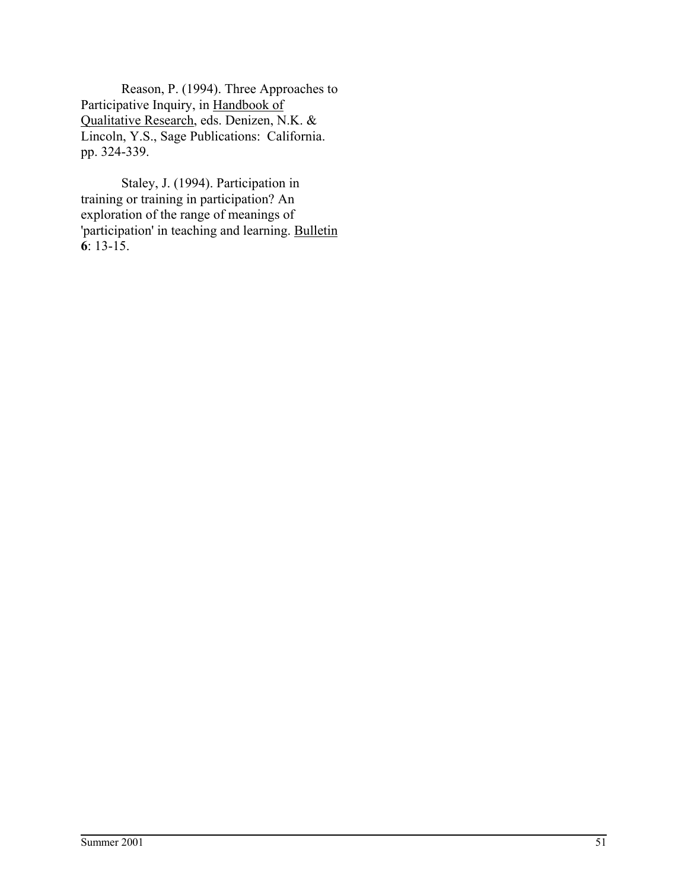Reason, P. (1994). Three Approaches to Participative Inquiry, in Handbook of Qualitative Research, eds. Denizen, N.K. & Lincoln, Y.S., Sage Publications: California. pp. 324-339.

Staley, J. (1994). Participation in training or training in participation? An exploration of the range of meanings of 'participation' in teaching and learning. Bulletin **6**: 13-15.